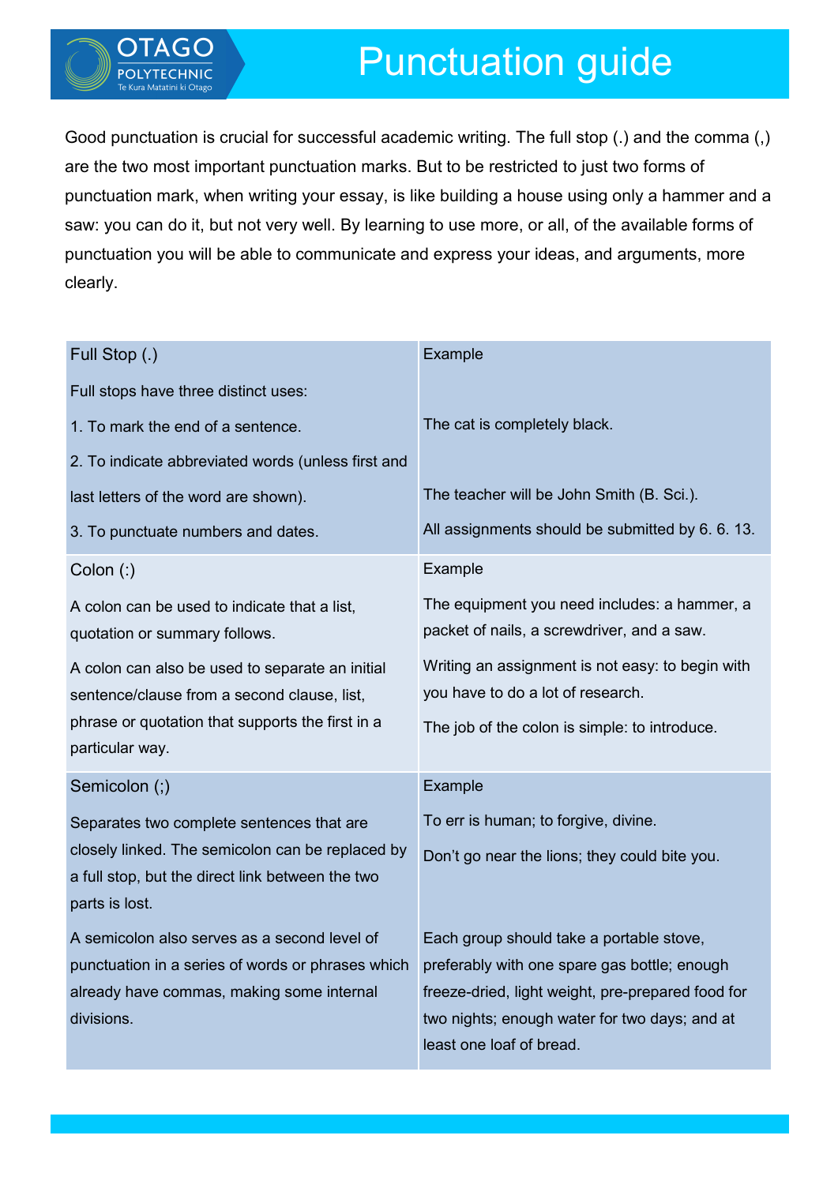# Punctuation guide

Good punctuation is crucial for successful academic writing. The full stop (.) and the comma (,) are the two most important punctuation marks. But to be restricted to just two forms of punctuation mark, when writing your essay, is like building a house using only a hammer and a saw: you can do it, but not very well. By learning to use more, or all, of the available forms of punctuation you will be able to communicate and express your ideas, and arguments, more clearly.

| Full Stop (.) | Example |
|---|---|
| Full stops have three distinct uses: | |
| 1. To mark the end of a sentence. | The cat is completely black. |
| 2. To indicate abbreviated words (unless first and last letters of the word are shown). | The teacher will be John Smith (B. Sci.). |
| 3. To punctuate numbers and dates. | All assignments should be submitted by 6. 6. 13. |
| **Colon (:)** | **Example** |
| A colon can be used to indicate that a list, quotation or summary follows. | The equipment you need includes: a hammer, a packet of nails, a screwdriver, and a saw. |
| A colon can also be used to separate an initial sentence/clause from a second clause, list, phrase or quotation that supports the first in a particular way. | Writing an assignment is not easy: to begin with you have to do a lot of research.<br>The job of the colon is simple: to introduce. |
| **Semicolon (;)** | **Example** |
| Separates two complete sentences that are closely linked. The semicolon can be replaced by a full stop, but the direct link between the two parts is lost. | To err is human; to forgive, divine.<br>Don't go near the lions; they could bite you. |
| A semicolon also serves as a second level of punctuation in a series of words or phrases which already have commas, making some internal divisions. | Each group should take a portable stove, preferably with one spare gas bottle; enough freeze-dried, light weight, pre-prepared food for two nights; enough water for two days; and at least one loaf of bread. |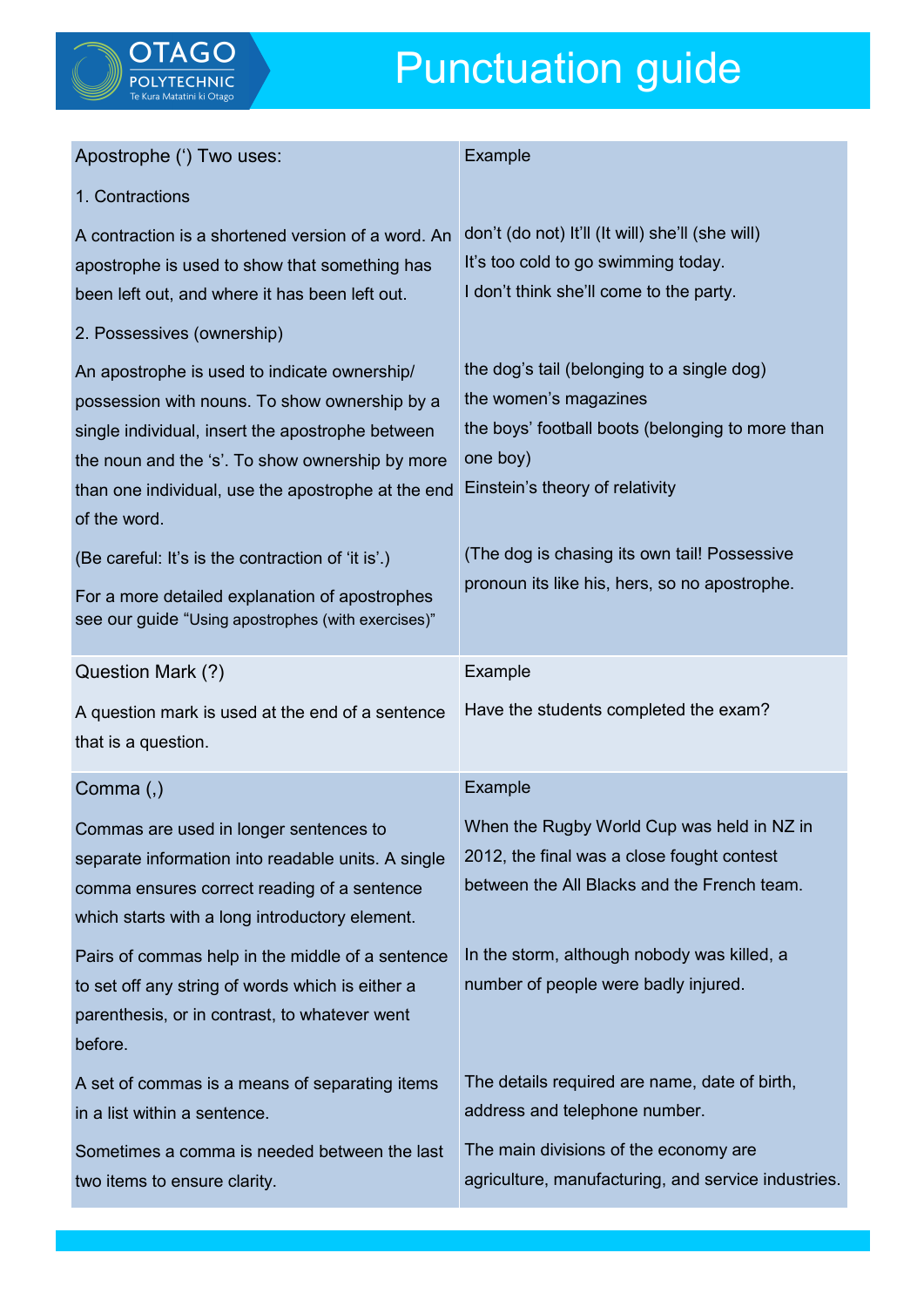# Punctuation guide

| Apostrophe (‘) Two uses: | Example |
|---|---|
| 1. Contractions | |
| A contraction is a shortened version of a word. An apostrophe is used to show that something has been left out, and where it has been left out. | don’t (do not) It’ll (It will) she’ll (she will)<br>It’s too cold to go swimming today.<br>I don’t think she’ll come to the party. |
| 2. Possessives (ownership) | |
| An apostrophe is used to indicate ownership/ possession with nouns. To show ownership by a single individual, insert the apostrophe between the noun and the ‘s’. To show ownership by more than one individual, use the apostrophe at the end of the word. | the dog’s tail (belonging to a single dog)<br>the women’s magazines<br>the boys’ football boots (belonging to more than one boy)<br>Einstein’s theory of relativity |
| (Be careful: It’s is the contraction of ‘it is’.)<br>For a more detailed explanation of apostrophes see our guide “Using apostrophes (with exercises)” | (The dog is chasing its own tail! Possessive pronoun its like his, hers, so no apostrophe. |

| Question Mark (?) | Example |
|---|---|
| A question mark is used at the end of a sentence that is a question. | Have the students completed the exam? |

| Comma (,) | Example |
|---|---|
| Commas are used in longer sentences to separate information into readable units. A single comma ensures correct reading of a sentence which starts with a long introductory element. | When the Rugby World Cup was held in NZ in 2012, the final was a close fought contest between the All Blacks and the French team. |
| Pairs of commas help in the middle of a sentence to set off any string of words which is either a parenthesis, or in contrast, to whatever went before. | In the storm, although nobody was killed, a number of people were badly injured. |
| A set of commas is a means of separating items in a list within a sentence. | The details required are name, date of birth, address and telephone number. |
| Sometimes a comma is needed between the last two items to ensure clarity. | The main divisions of the economy are agriculture, manufacturing, and service industries. |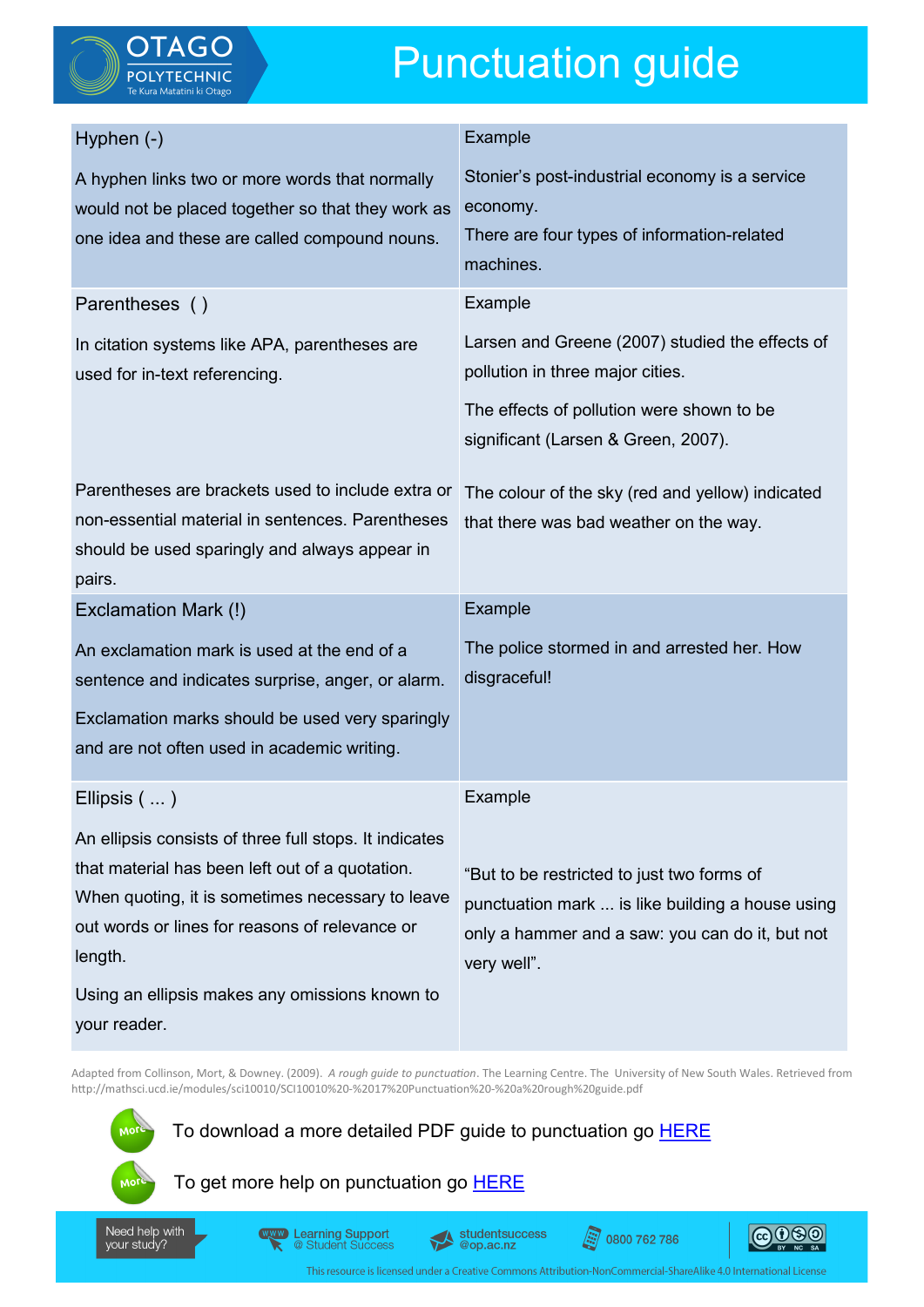# Punctuation guide

| Hyphen (-) | Example |
|---|---|
| A hyphen links two or more words that normally would not be placed together so that they work as one idea and these are called compound nouns. | Stonier's post-industrial economy is a service economy.<br>There are four types of information-related machines. |
| **Parentheses ( )** | **Example** |
| In citation systems like APA, parentheses are used for in-text referencing. | Larsen and Greene (2007) studied the effects of pollution in three major cities.<br>The effects of pollution were shown to be significant (Larsen & Green, 2007). |
| Parentheses are brackets used to include extra or non-essential material in sentences. Parentheses should be used sparingly and always appear in pairs. | The colour of the sky (red and yellow) indicated that there was bad weather on the way. |
| **Exclamation Mark (!)** | **Example** |
| An exclamation mark is used at the end of a sentence and indicates surprise, anger, or alarm.<br>Exclamation marks should be used very sparingly and are not often used in academic writing. | The police stormed in and arrested her. How disgraceful! |
| **Ellipsis ( ... )** | **Example** |
| An ellipsis consists of three full stops. It indicates that material has been left out of a quotation. When quoting, it is sometimes necessary to leave out words or lines for reasons of relevance or length.<br>Using an ellipsis makes any omissions known to your reader. | "But to be restricted to just two forms of punctuation mark ... is like building a house using only a hammer and a saw: you can do it, but not very well". |

Adapted from Collinson, Mort, & Downey. (2009). *A rough guide to punctuation*. The Learning Centre. The University of New South Wales. Retrieved from http://mathsci.ucd.ie/modules/sci10010/SCI10010%20-%2017%20Punctuation%20-%20a%20rough%20guide.pdf

To download a more detailed PDF guide to punctuation go HERE

To get more help on punctuation go HERE

Need help with your study? Learning Support @ Student Success | studentsuccess@op.ac.nz | 0800 762 786

This resource is licensed under a Creative Commons Attribution-NonCommercial-ShareAlike 4.0 International License